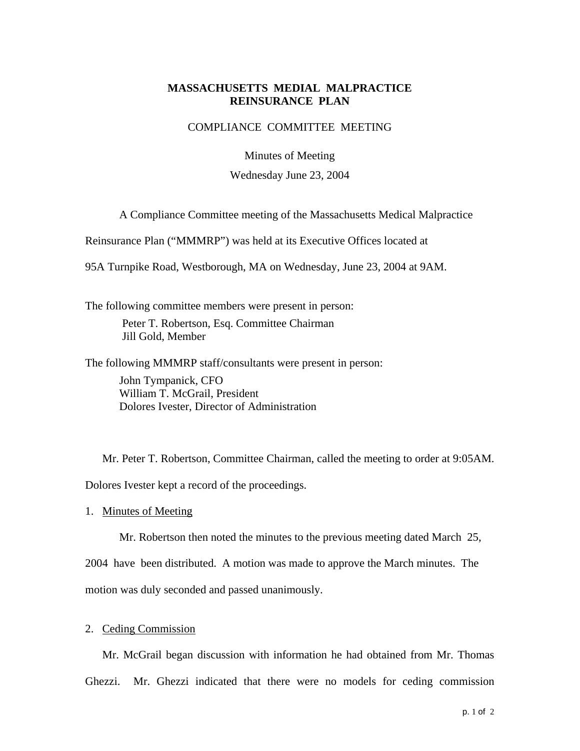# MASSACHUSETTS MEDIAL MALPRACTICE REINSURANCE PLAN

## COMPLIANCE COMMITTEE MEETING

Minutes of Meeting

Wednesday June 23, 2004

A Compliance Committee meeting of the Massachusetts Medical Malpractice Reinsurance Plan ("MMMRP") was held at its Executive Offices located at 95A Turnpike Road, Westborough, MA on Wednesday, June 23, 2004 at 9AM.

The following committee members were present in person:

Peter T. Robertson, Esq. Committee Chairman
Jill Gold, Member

The following MMMRP staff/consultants were present in person:

John Tympanick, CFO
William T. McGrail, President
Dolores Ivester, Director of Administration

Mr. Peter T. Robertson, Committee Chairman, called the meeting to order at 9:05AM. Dolores Ivester kept a record of the proceedings.

1. Minutes of Meeting

Mr. Robertson then noted the minutes to the previous meeting dated March 25, 2004 have been distributed. A motion was made to approve the March minutes. The motion was duly seconded and passed unanimously.

2. Ceding Commission

Mr. McGrail began discussion with information he had obtained from Mr. Thomas Ghezzi. Mr. Ghezzi indicated that there were no models for ceding commission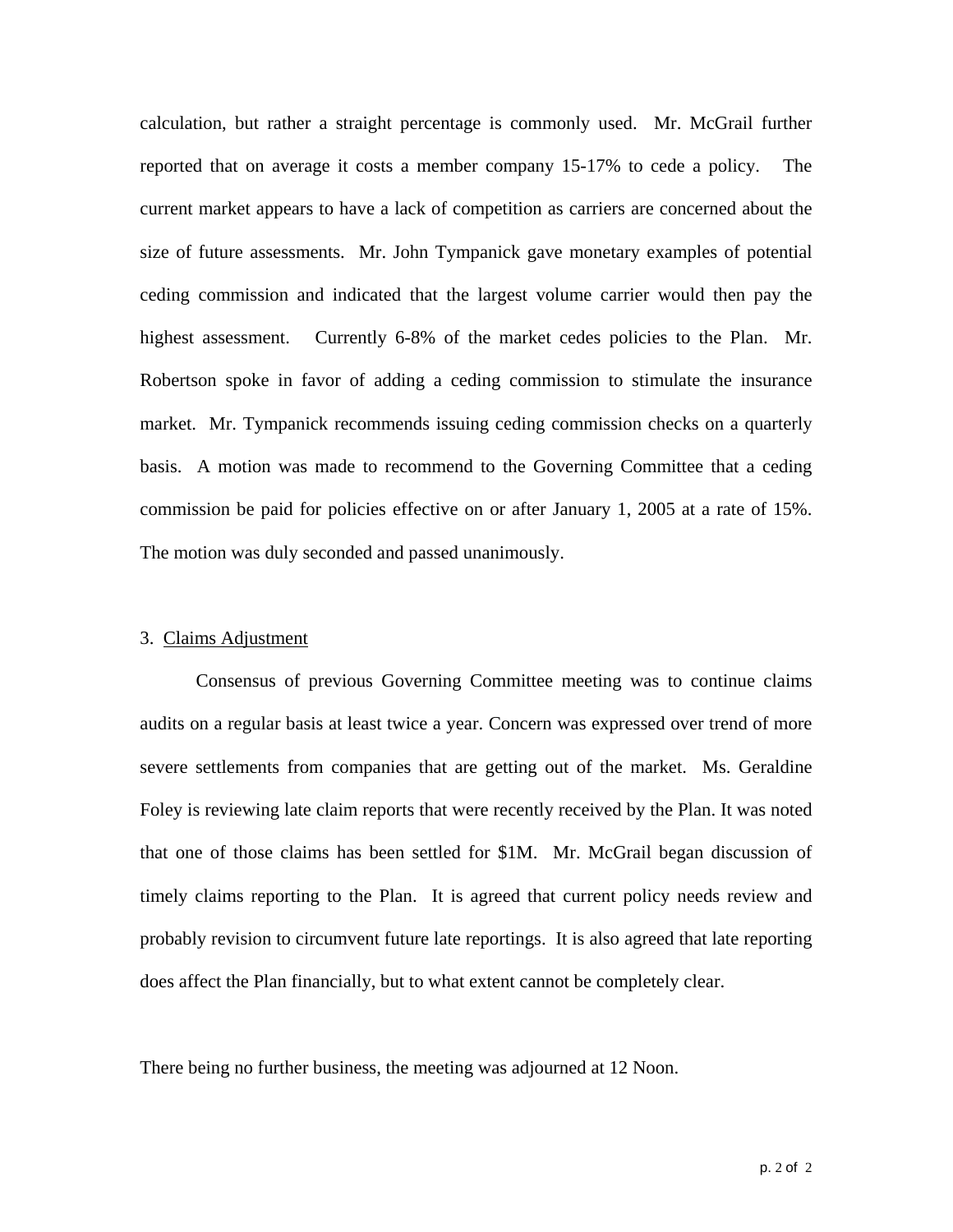calculation, but rather a straight percentage is commonly used. Mr. McGrail further reported that on average it costs a member company 15-17% to cede a policy. The current market appears to have a lack of competition as carriers are concerned about the size of future assessments. Mr. John Tympanick gave monetary examples of potential ceding commission and indicated that the largest volume carrier would then pay the highest assessment. Currently 6-8% of the market cedes policies to the Plan. Mr. Robertson spoke in favor of adding a ceding commission to stimulate the insurance market. Mr. Tympanick recommends issuing ceding commission checks on a quarterly basis. A motion was made to recommend to the Governing Committee that a ceding commission be paid for policies effective on or after January 1, 2005 at a rate of 15%. The motion was duly seconded and passed unanimously.

3. Claims Adjustment

Consensus of previous Governing Committee meeting was to continue claims audits on a regular basis at least twice a year. Concern was expressed over trend of more severe settlements from companies that are getting out of the market. Ms. Geraldine Foley is reviewing late claim reports that were recently received by the Plan. It was noted that one of those claims has been settled for $1M. Mr. McGrail began discussion of timely claims reporting to the Plan. It is agreed that current policy needs review and probably revision to circumvent future late reportings. It is also agreed that late reporting does affect the Plan financially, but to what extent cannot be completely clear.

There being no further business, the meeting was adjourned at 12 Noon.